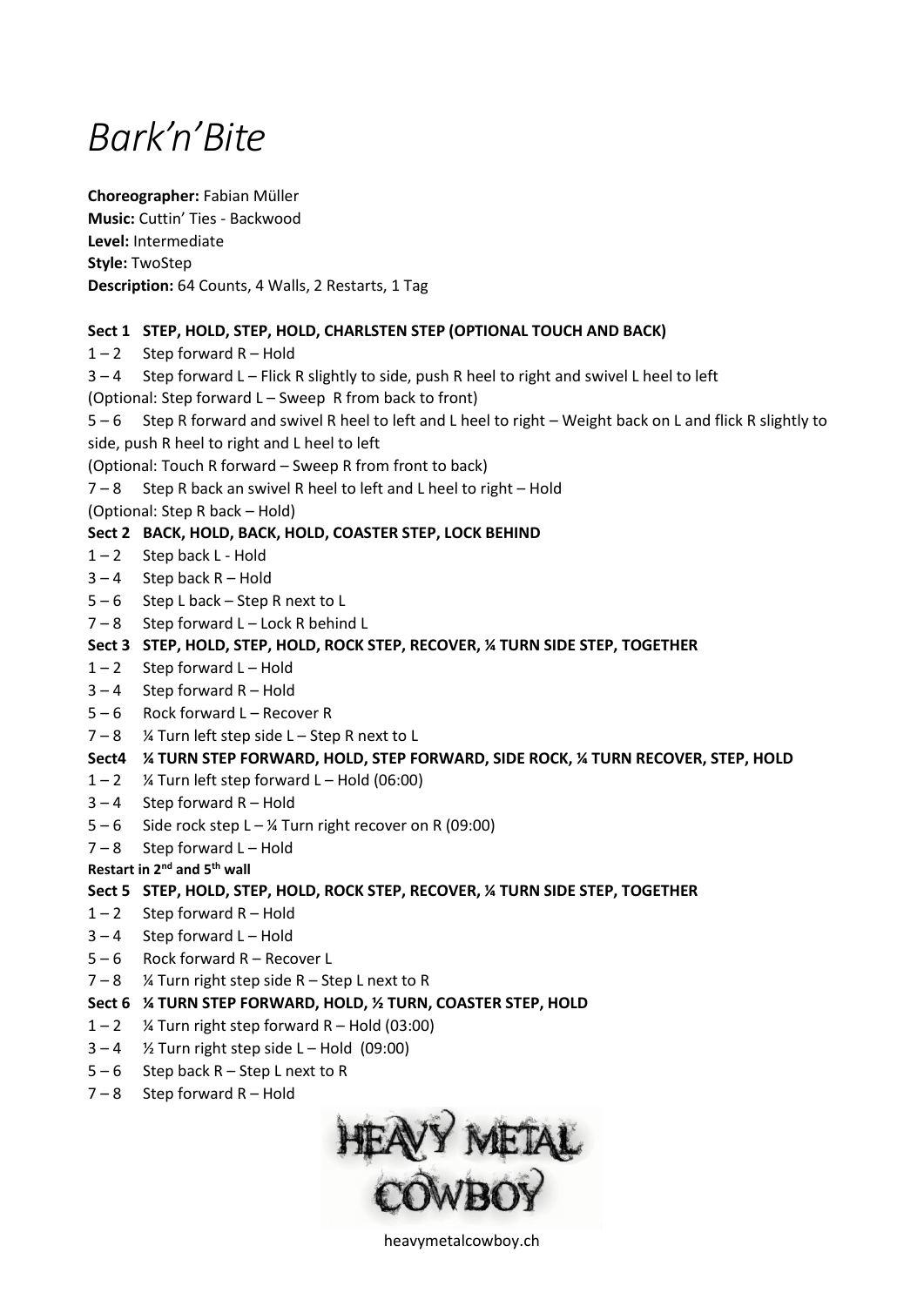# *Bark'n'Bite*

**Choreographer:** Fabian Müller
**Music:** Cuttin' Ties - Backwood
**Level:** Intermediate
**Style:** TwoStep
**Description:** 64 Counts, 4 Walls, 2 Restarts, 1 Tag

**Sect 1 STEP, HOLD, STEP, HOLD, CHARLSTEN STEP (OPTIONAL TOUCH AND BACK)**

1 – 2 Step forward R – Hold
3 – 4 Step forward L – Flick R slightly to side, push R heel to right and swivel L heel to left
(Optional: Step forward L – Sweep R from back to front)
5 – 6 Step R forward and swivel R heel to left and L heel to right – Weight back on L and flick R slightly to side, push R heel to right and L heel to left
(Optional: Touch R forward – Sweep R from front to back)
7 – 8 Step R back an swivel R heel to left and L heel to right – Hold
(Optional: Step R back – Hold)

**Sect 2 BACK, HOLD, BACK, HOLD, COASTER STEP, LOCK BEHIND**

1 – 2 Step back L - Hold
3 – 4 Step back R – Hold
5 – 6 Step L back – Step R next to L
7 – 8 Step forward L – Lock R behind L

**Sect 3 STEP, HOLD, STEP, HOLD, ROCK STEP, RECOVER, ¼ TURN SIDE STEP, TOGETHER**

1 – 2 Step forward L – Hold
3 – 4 Step forward R – Hold
5 – 6 Rock forward L – Recover R
7 – 8 ¼ Turn left step side L – Step R next to L

**Sect4 ¼ TURN STEP FORWARD, HOLD, STEP FORWARD, SIDE ROCK, ¼ TURN RECOVER, STEP, HOLD**

1 – 2 ¼ Turn left step forward L – Hold (06:00)
3 – 4 Step forward R – Hold
5 – 6 Side rock step L – ¼ Turn right recover on R (09:00)
7 – 8 Step forward L – Hold

**Restart in 2nd and 5th wall**

**Sect 5 STEP, HOLD, STEP, HOLD, ROCK STEP, RECOVER, ¼ TURN SIDE STEP, TOGETHER**

1 – 2 Step forward R – Hold
3 – 4 Step forward L – Hold
5 – 6 Rock forward R – Recover L
7 – 8 ¼ Turn right step side R – Step L next to R

**Sect 6 ¼ TURN STEP FORWARD, HOLD, ½ TURN, COASTER STEP, HOLD**

1 – 2 ¼ Turn right step forward R – Hold (03:00)
3 – 4 ½ Turn right step side L – Hold (09:00)
5 – 6 Step back R – Step L next to R
7 – 8 Step forward R – Hold

HEAVY METAL COWBOY

heavymetalcowboy.ch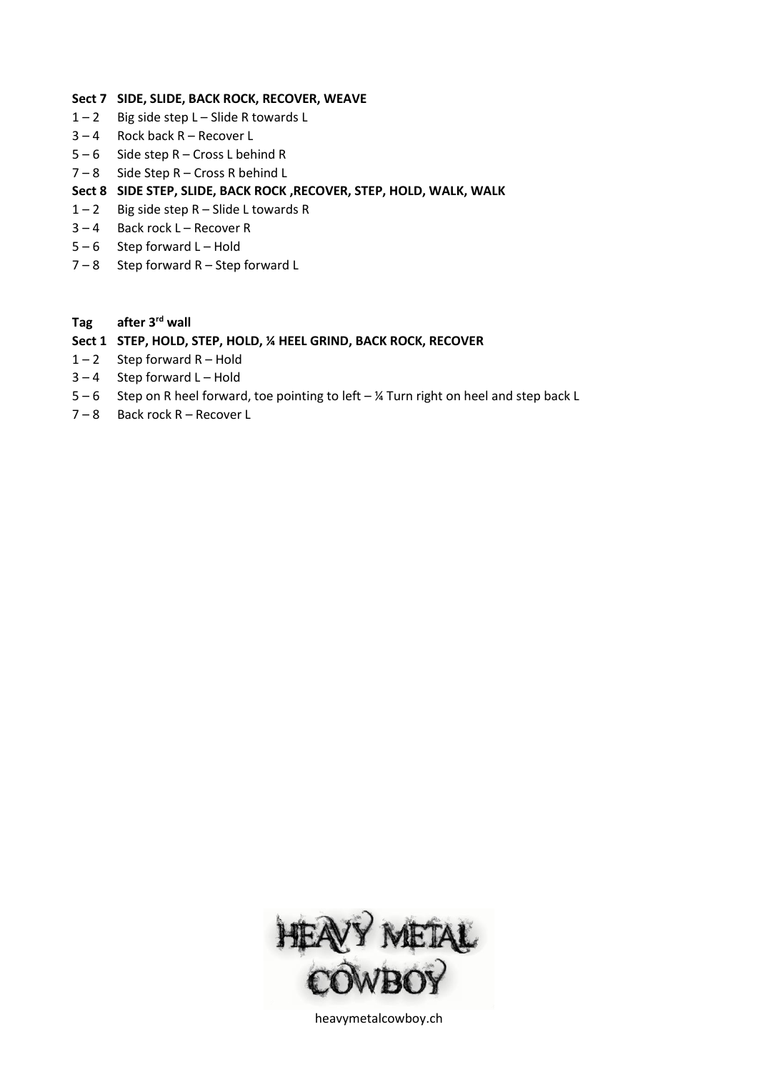**Sect 7 SIDE, SLIDE, BACK ROCK, RECOVER, WEAVE**

1 – 2 Big side step L – Slide R towards L
3 – 4 Rock back R – Recover L
5 – 6 Side step R – Cross L behind R
7 – 8 Side Step R – Cross R behind L

**Sect 8 SIDE STEP, SLIDE, BACK ROCK ,RECOVER, STEP, HOLD, WALK, WALK**

1 – 2 Big side step R – Slide L towards R
3 – 4 Back rock L – Recover R
5 – 6 Step forward L – Hold
7 – 8 Step forward R – Step forward L

**Tag after 3rd wall**

**Sect 1 STEP, HOLD, STEP, HOLD, ¼ HEEL GRIND, BACK ROCK, RECOVER**

1 – 2 Step forward R – Hold
3 – 4 Step forward L – Hold
5 – 6 Step on R heel forward, toe pointing to left – ¼ Turn right on heel and step back L
7 – 8 Back rock R – Recover L

HEAVY METAL COWBOY

heavymetalcowboy.ch